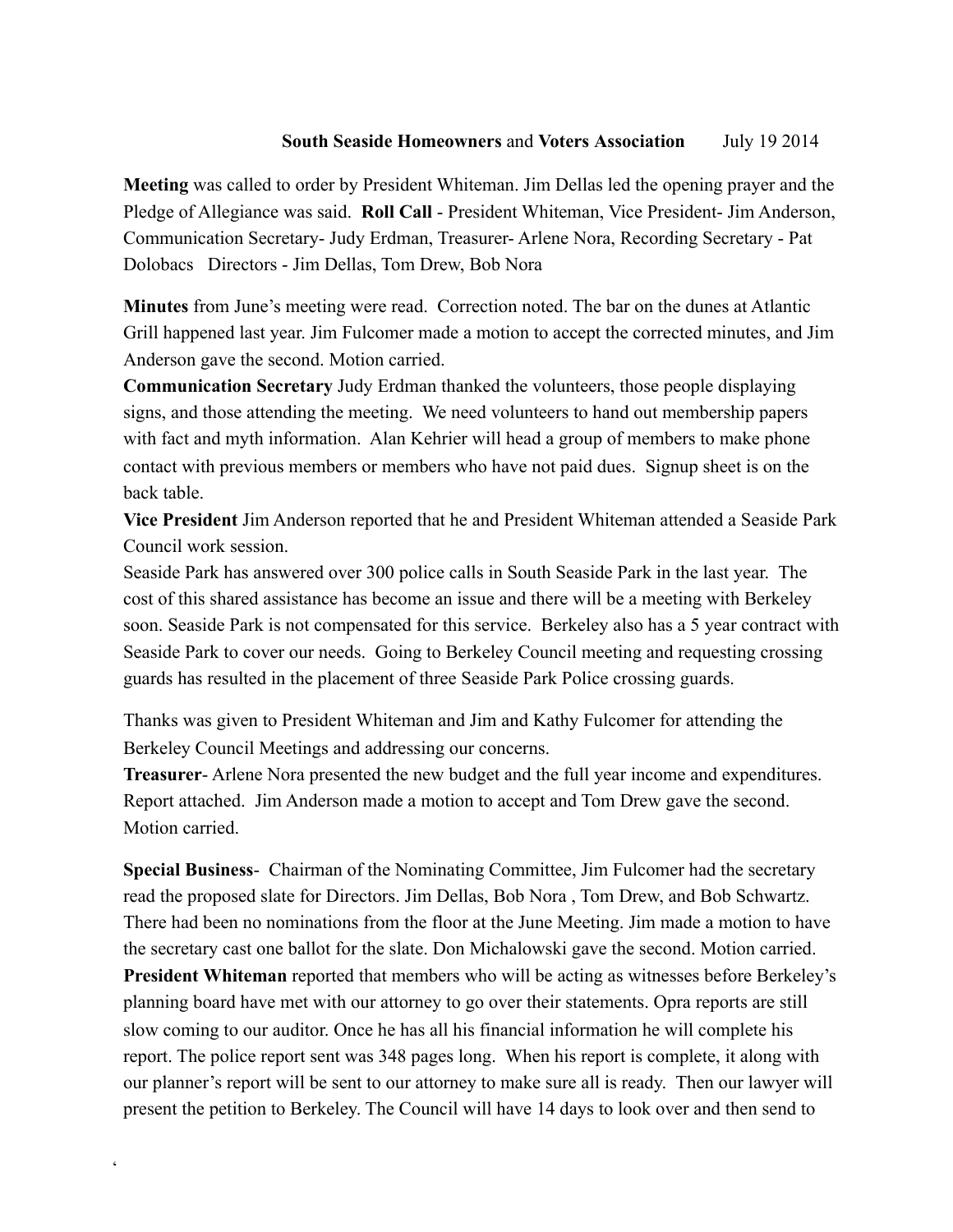**South Seaside Homeowners** and **Voters Association** July 19 2014

**Meeting** was called to order by President Whiteman. Jim Dellas led the opening prayer and the Pledge of Allegiance was said. **Roll Call** - President Whiteman, Vice President- Jim Anderson, Communication Secretary- Judy Erdman, Treasurer- Arlene Nora, Recording Secretary - Pat Dolobacs Directors - Jim Dellas, Tom Drew, Bob Nora

**Minutes** from June's meeting were read. Correction noted. The bar on the dunes at Atlantic Grill happened last year. Jim Fulcomer made a motion to accept the corrected minutes, and Jim Anderson gave the second. Motion carried.

**Communication Secretary** Judy Erdman thanked the volunteers, those people displaying signs, and those attending the meeting. We need volunteers to hand out membership papers with fact and myth information. Alan Kehrier will head a group of members to make phone contact with previous members or members who have not paid dues. Signup sheet is on the back table.

**Vice President** Jim Anderson reported that he and President Whiteman attended a Seaside Park Council work session.

Seaside Park has answered over 300 police calls in South Seaside Park in the last year. The cost of this shared assistance has become an issue and there will be a meeting with Berkeley soon. Seaside Park is not compensated for this service. Berkeley also has a 5 year contract with Seaside Park to cover our needs. Going to Berkeley Council meeting and requesting crossing guards has resulted in the placement of three Seaside Park Police crossing guards.

Thanks was given to President Whiteman and Jim and Kathy Fulcomer for attending the Berkeley Council Meetings and addressing our concerns.

**Treasurer**- Arlene Nora presented the new budget and the full year income and expenditures. Report attached. Jim Anderson made a motion to accept and Tom Drew gave the second. Motion carried.

**Special Business**- Chairman of the Nominating Committee, Jim Fulcomer had the secretary read the proposed slate for Directors. Jim Dellas, Bob Nora , Tom Drew, and Bob Schwartz. There had been no nominations from the floor at the June Meeting. Jim made a motion to have the secretary cast one ballot for the slate. Don Michalowski gave the second. Motion carried.

**President Whiteman** reported that members who will be acting as witnesses before Berkeley's planning board have met with our attorney to go over their statements. Opra reports are still slow coming to our auditor. Once he has all his financial information he will complete his report. The police report sent was 348 pages long. When his report is complete, it along with our planner's report will be sent to our attorney to make sure all is ready. Then our lawyer will present the petition to Berkeley. The Council will have 14 days to look over and then send to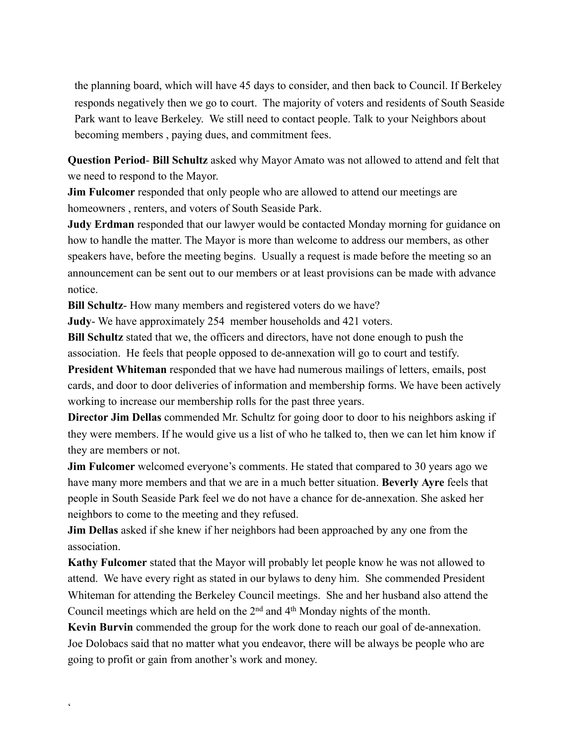the planning board, which will have 45 days to consider, and then back to Council. If Berkeley responds negatively then we go to court. The majority of voters and residents of South Seaside Park want to leave Berkeley. We still need to contact people. Talk to your Neighbors about becoming members , paying dues, and commitment fees.

**Question Period**- **Bill Schultz** asked why Mayor Amato was not allowed to attend and felt that we need to respond to the Mayor.

**Jim Fulcomer** responded that only people who are allowed to attend our meetings are homeowners , renters, and voters of South Seaside Park.

**Judy Erdman** responded that our lawyer would be contacted Monday morning for guidance on how to handle the matter. The Mayor is more than welcome to address our members, as other speakers have, before the meeting begins. Usually a request is made before the meeting so an announcement can be sent out to our members or at least provisions can be made with advance notice.

**Bill Schultz**- How many members and registered voters do we have?

**Judy**- We have approximately 254 member households and 421 voters.

**Bill Schultz** stated that we, the officers and directors, have not done enough to push the association. He feels that people opposed to de-annexation will go to court and testify.

**President Whiteman** responded that we have had numerous mailings of letters, emails, post cards, and door to door deliveries of information and membership forms. We have been actively working to increase our membership rolls for the past three years.

**Director Jim Dellas** commended Mr. Schultz for going door to door to his neighbors asking if they were members. If he would give us a list of who he talked to, then we can let him know if they are members or not.

**Jim Fulcomer** welcomed everyone's comments. He stated that compared to 30 years ago we have many more members and that we are in a much better situation. **Beverly Ayre** feels that people in South Seaside Park feel we do not have a chance for de-annexation. She asked her neighbors to come to the meeting and they refused.

**Jim Dellas** asked if she knew if her neighbors had been approached by any one from the association.

**Kathy Fulcomer** stated that the Mayor will probably let people know he was not allowed to attend. We have every right as stated in our bylaws to deny him. She commended President Whiteman for attending the Berkeley Council meetings. She and her husband also attend the Council meetings which are held on the 2nd and 4th Monday nights of the month.

**Kevin Burvin** commended the group for the work done to reach our goal of de-annexation. Joe Dolobacs said that no matter what you endeavor, there will be always be people who are going to profit or gain from another's work and money.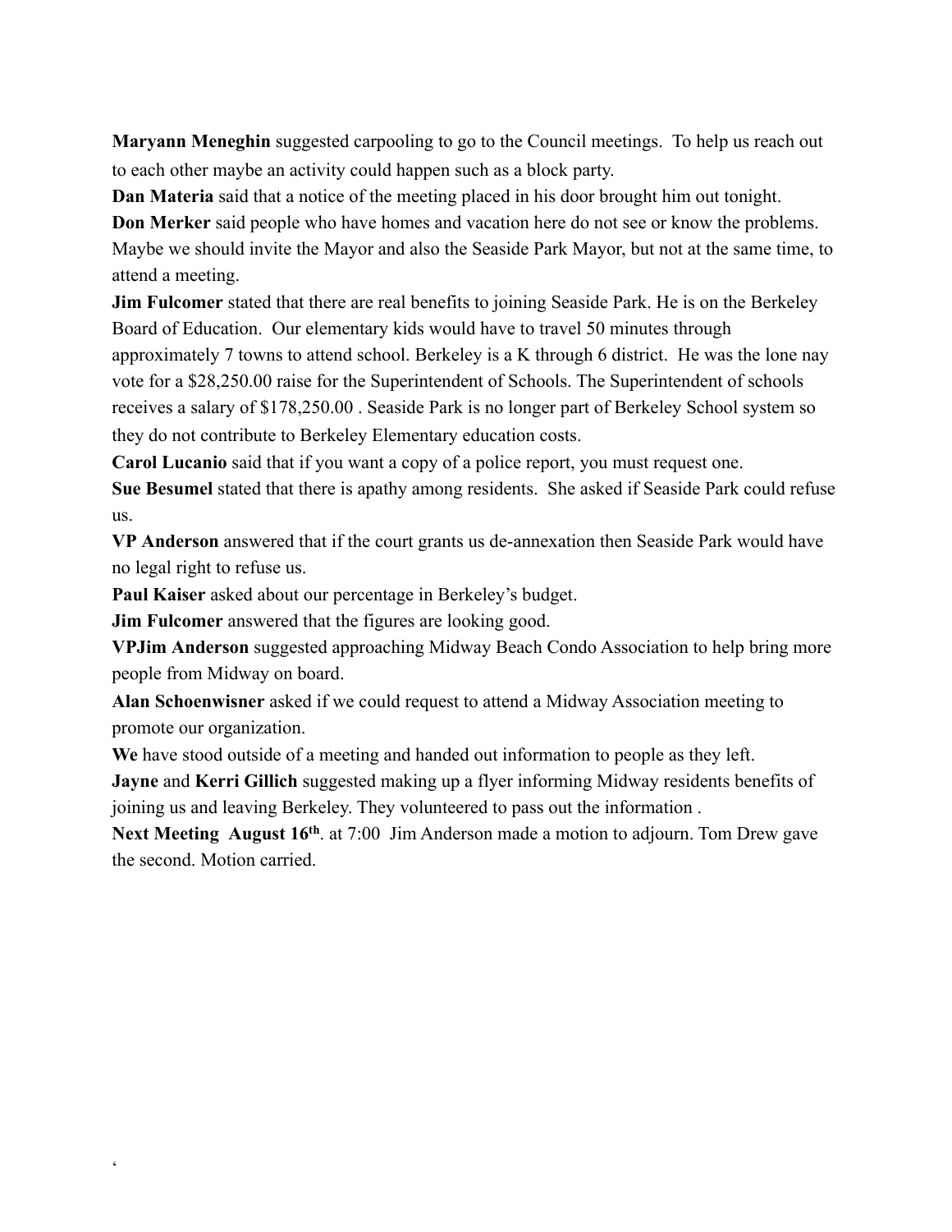**Maryann Meneghin** suggested carpooling to go to the Council meetings. To help us reach out to each other maybe an activity could happen such as a block party.

**Dan Materia** said that a notice of the meeting placed in his door brought him out tonight.

**Don Merker** said people who have homes and vacation here do not see or know the problems. Maybe we should invite the Mayor and also the Seaside Park Mayor, but not at the same time, to attend a meeting.

**Jim Fulcomer** stated that there are real benefits to joining Seaside Park. He is on the Berkeley Board of Education. Our elementary kids would have to travel 50 minutes through approximately 7 towns to attend school. Berkeley is a K through 6 district. He was the lone nay vote for a $28,250.00 raise for the Superintendent of Schools. The Superintendent of schools receives a salary of $178,250.00 . Seaside Park is no longer part of Berkeley School system so they do not contribute to Berkeley Elementary education costs.

**Carol Lucanio** said that if you want a copy of a police report, you must request one.

**Sue Besumel** stated that there is apathy among residents. She asked if Seaside Park could refuse us.

**VP Anderson** answered that if the court grants us de-annexation then Seaside Park would have no legal right to refuse us.

**Paul Kaiser** asked about our percentage in Berkeley's budget.

**Jim Fulcomer** answered that the figures are looking good.

**VPJim Anderson** suggested approaching Midway Beach Condo Association to help bring more people from Midway on board.

**Alan Schoenwisner** asked if we could request to attend a Midway Association meeting to promote our organization.

**We** have stood outside of a meeting and handed out information to people as they left.

**Jayne** and **Kerri Gillich** suggested making up a flyer informing Midway residents benefits of joining us and leaving Berkeley. They volunteered to pass out the information .

**Next Meeting August 16th**. at 7:00 Jim Anderson made a motion to adjourn. Tom Drew gave the second. Motion carried.